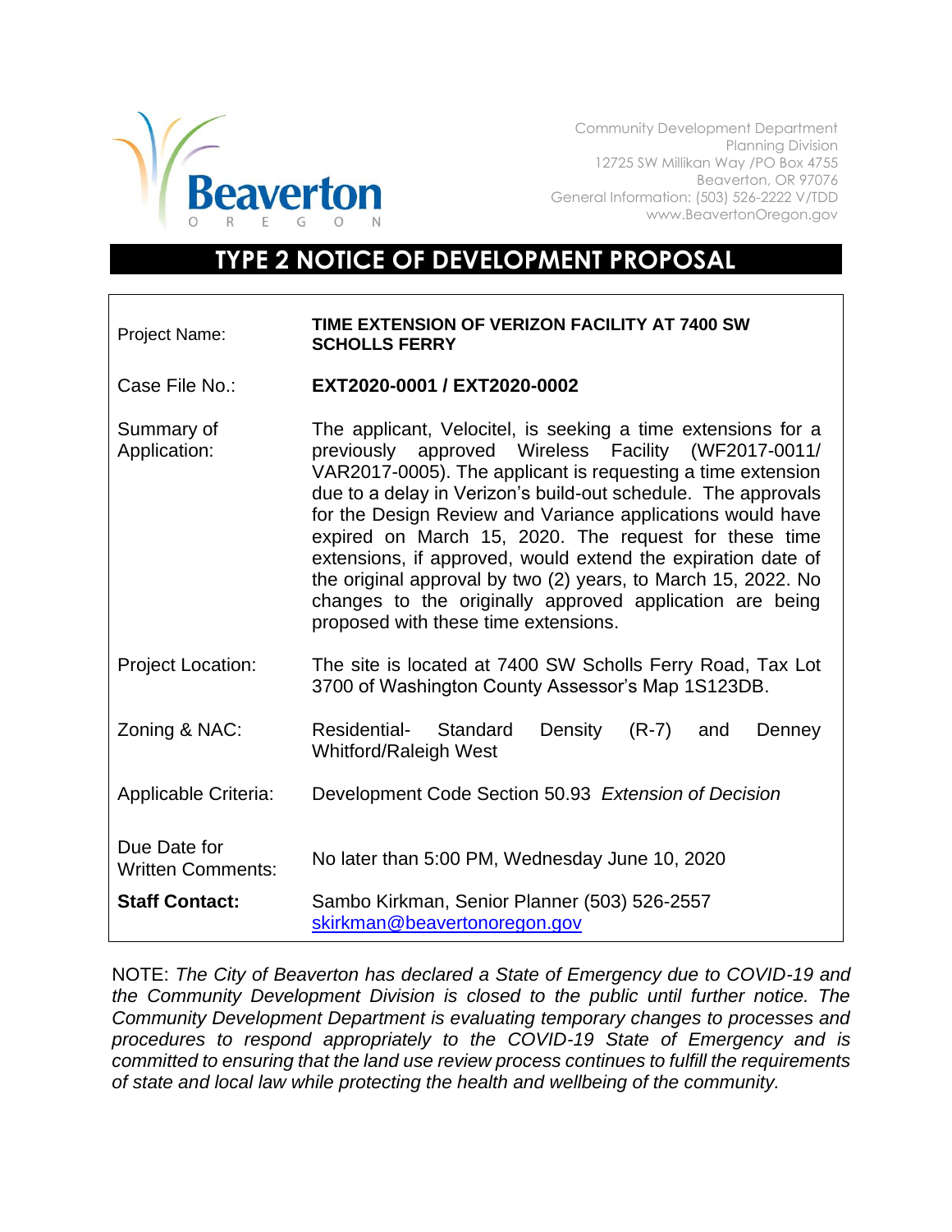Community Development Department
Planning Division
12725 SW Millikan Way /PO Box 4755
Beaverton, OR 97076
General Information: (503) 526-2222 V/TDD
www.BeavertonOregon.gov

# TYPE 2 NOTICE OF DEVELOPMENT PROPOSAL

| | |
|---|---|
| Project Name: | **TIME EXTENSION OF VERIZON FACILITY AT 7400 SW SCHOLLS FERRY** |
| Case File No.: | **EXT2020-0001 / EXT2020-0002** |
| Summary of Application: | The applicant, Velocitel, is seeking a time extensions for a previously approved Wireless Facility (WF2017-0011/ VAR2017-0005). The applicant is requesting a time extension due to a delay in Verizon's build-out schedule. The approvals for the Design Review and Variance applications would have expired on March 15, 2020. The request for these time extensions, if approved, would extend the expiration date of the original approval by two (2) years, to March 15, 2022. No changes to the originally approved application are being proposed with these time extensions. |
| Project Location: | The site is located at 7400 SW Scholls Ferry Road, Tax Lot 3700 of Washington County Assessor's Map 1S123DB. |
| Zoning & NAC: | Residential- Standard Density (R-7) and Denney Whitford/Raleigh West |
| Applicable Criteria: | Development Code Section 50.93 *Extension of Decision* |
| Due Date for Written Comments: | No later than 5:00 PM, Wednesday June 10, 2020 |
| **Staff Contact:** | Sambo Kirkman, Senior Planner (503) 526-2557 skirkman@beavertonoregon.gov |

NOTE: *The City of Beaverton has declared a State of Emergency due to COVID-19 and the Community Development Division is closed to the public until further notice. The Community Development Department is evaluating temporary changes to processes and procedures to respond appropriately to the COVID-19 State of Emergency and is committed to ensuring that the land use review process continues to fulfill the requirements of state and local law while protecting the health and wellbeing of the community.*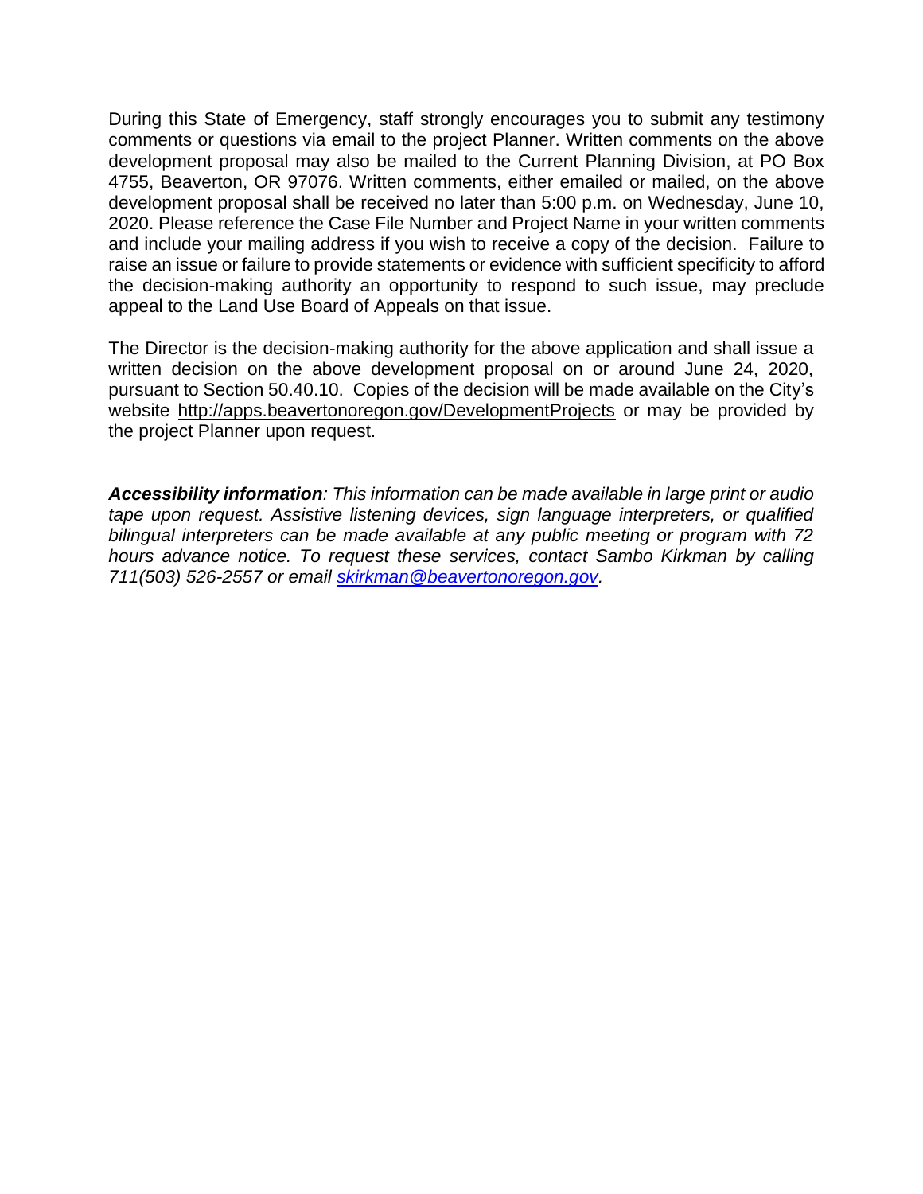During this State of Emergency, staff strongly encourages you to submit any testimony comments or questions via email to the project Planner. Written comments on the above development proposal may also be mailed to the Current Planning Division, at PO Box 4755, Beaverton, OR 97076. Written comments, either emailed or mailed, on the above development proposal shall be received no later than 5:00 p.m. on Wednesday, June 10, 2020. Please reference the Case File Number and Project Name in your written comments and include your mailing address if you wish to receive a copy of the decision. Failure to raise an issue or failure to provide statements or evidence with sufficient specificity to afford the decision-making authority an opportunity to respond to such issue, may preclude appeal to the Land Use Board of Appeals on that issue.

The Director is the decision-making authority for the above application and shall issue a written decision on the above development proposal on or around June 24, 2020, pursuant to Section 50.40.10. Copies of the decision will be made available on the City's website http://apps.beavertonoregon.gov/DevelopmentProjects or may be provided by the project Planner upon request.

***Accessibility information****: This information can be made available in large print or audio tape upon request. Assistive listening devices, sign language interpreters, or qualified bilingual interpreters can be made available at any public meeting or program with 72 hours advance notice. To request these services, contact Sambo Kirkman by calling 711(503) 526-2557 or email skirkman@beavertonoregon.gov.*